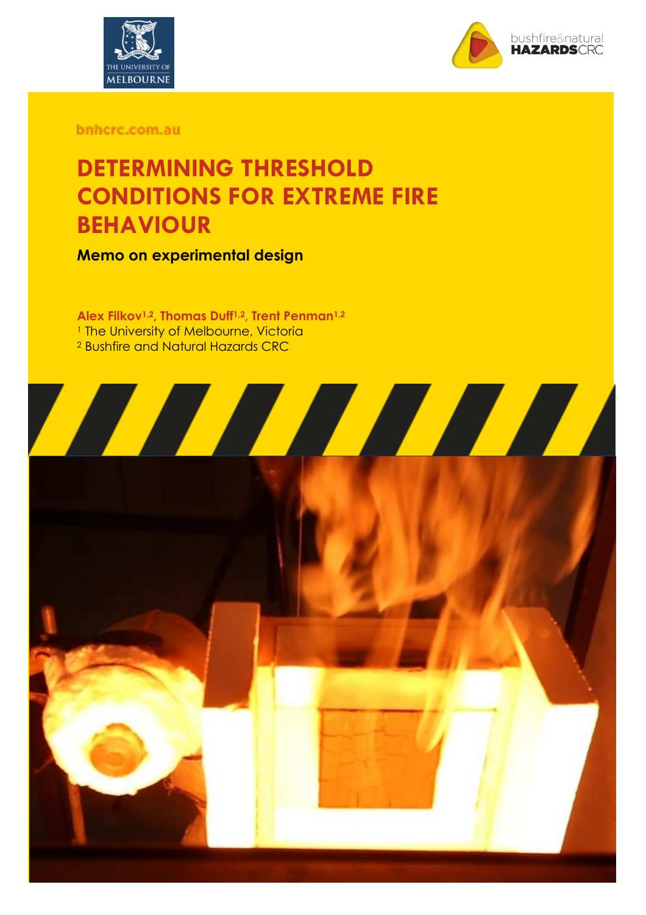bnhcrc.com.au

# DETERMINING THRESHOLD CONDITIONS FOR EXTREME FIRE BEHAVIOUR

**Memo on experimental design**

**Alex Filkov[1,2], Thomas Duff[1,2], Trent Penman[1,2]**

[1] The University of Melbourne, Victoria

[2] Bushfire and Natural Hazards CRC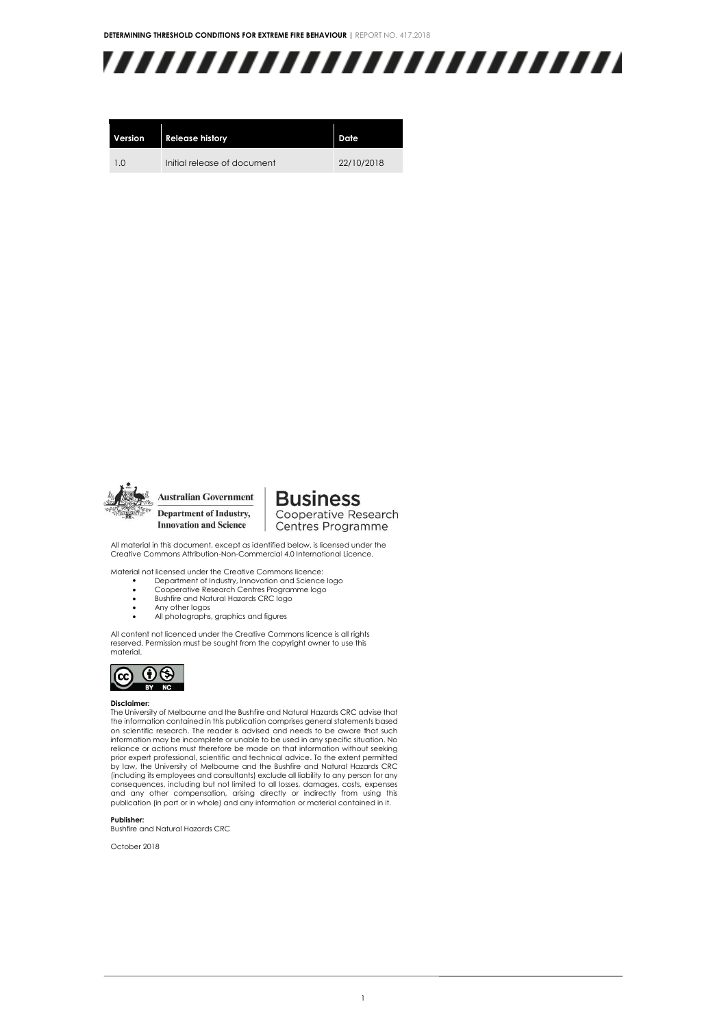| Version | Release history | Date |
|---|---|---|
| 1.0 | Initial release of document | 22/10/2018 |

Australian Government
Department of Industry, Innovation and Science

Business Cooperative Research Centres Programme

All material in this document, except as identified below, is licensed under the Creative Commons Attribution-Non-Commercial 4.0 International Licence.

Material not licensed under the Creative Commons licence:

- Department of Industry, Innovation and Science logo
- Cooperative Research Centres Programme logo
- Bushfire and Natural Hazards CRC logo
- Any other logos
- All photographs, graphics and figures

All content not licenced under the Creative Commons licence is all rights reserved. Permission must be sought from the copyright owner to use this material.

**Disclaimer:**
The University of Melbourne and the Bushfire and Natural Hazards CRC advise that the information contained in this publication comprises general statements based on scientific research. The reader is advised and needs to be aware that such information may be incomplete or unable to be used in any specific situation. No reliance or actions must therefore be made on that information without seeking prior expert professional, scientific and technical advice. To the extent permitted by law, the University of Melbourne and the Bushfire and Natural Hazards CRC (including its employees and consultants) exclude all liability to any person for any consequences, including but not limited to all losses, damages, costs, expenses and any other compensation, arising directly or indirectly from using this publication (in part or in whole) and any information or material contained in it.

**Publisher:**
Bushfire and Natural Hazards CRC

October 2018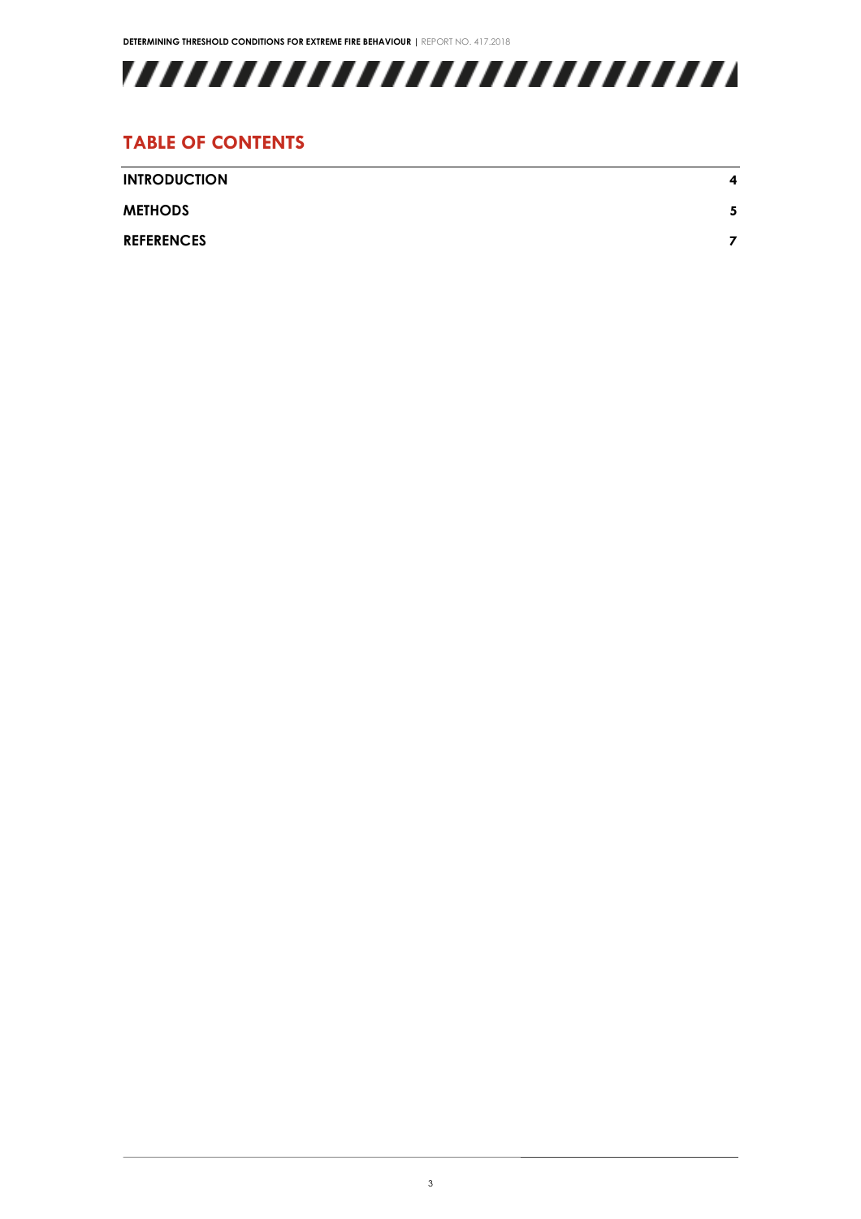## TABLE OF CONTENTS

| | |
|---|---|
| **INTRODUCTION** | **4** |
| **METHODS** | **5** |
| **REFERENCES** | **7** |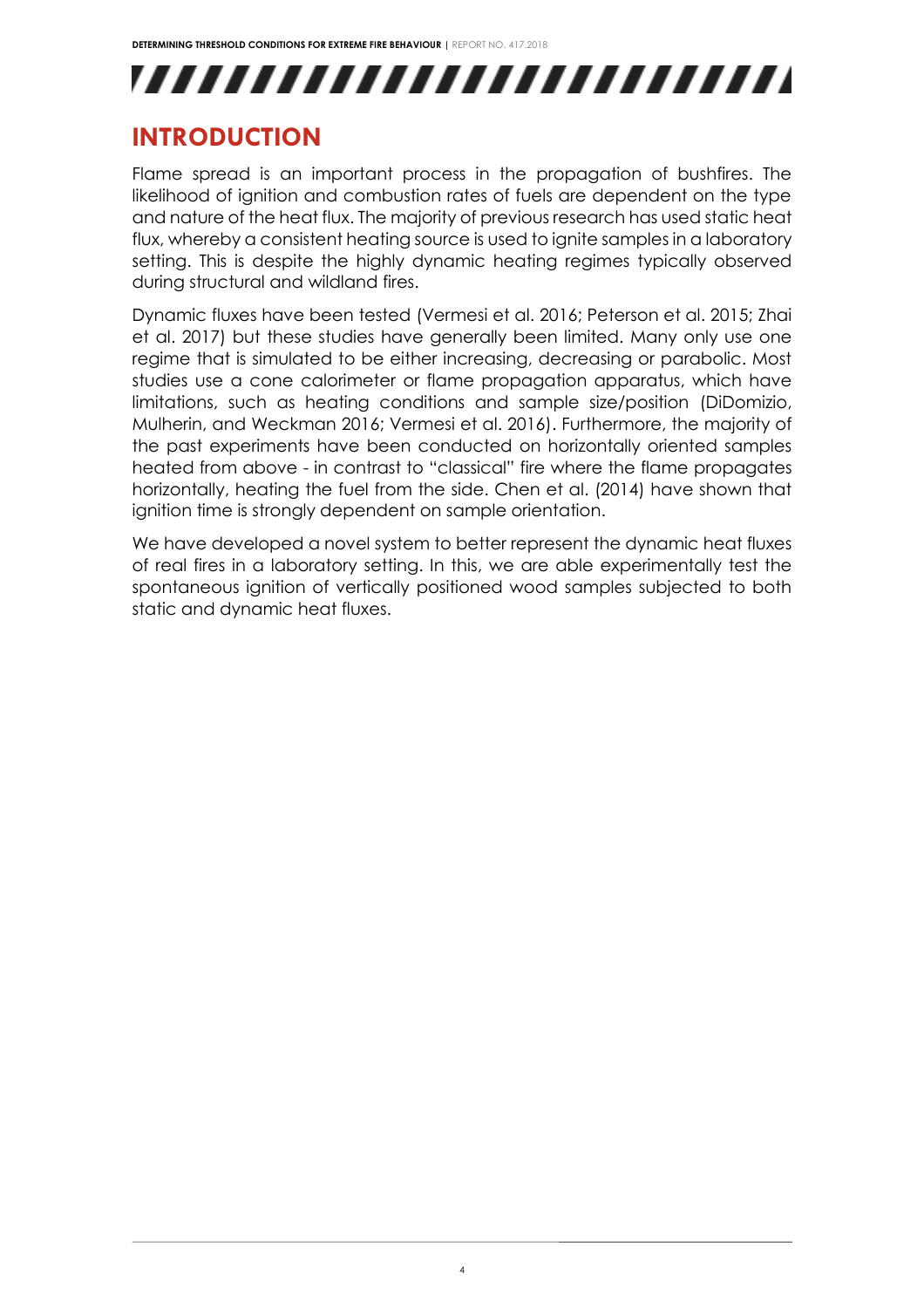# INTRODUCTION

Flame spread is an important process in the propagation of bushfires. The likelihood of ignition and combustion rates of fuels are dependent on the type and nature of the heat flux. The majority of previous research has used static heat flux, whereby a consistent heating source is used to ignite samples in a laboratory setting. This is despite the highly dynamic heating regimes typically observed during structural and wildland fires.

Dynamic fluxes have been tested (Vermesi et al. 2016; Peterson et al. 2015; Zhai et al. 2017) but these studies have generally been limited. Many only use one regime that is simulated to be either increasing, decreasing or parabolic. Most studies use a cone calorimeter or flame propagation apparatus, which have limitations, such as heating conditions and sample size/position (DiDomizio, Mulherin, and Weckman 2016; Vermesi et al. 2016). Furthermore, the majority of the past experiments have been conducted on horizontally oriented samples heated from above - in contrast to "classical" fire where the flame propagates horizontally, heating the fuel from the side. Chen et al. (2014) have shown that ignition time is strongly dependent on sample orientation.

We have developed a novel system to better represent the dynamic heat fluxes of real fires in a laboratory setting. In this, we are able experimentally test the spontaneous ignition of vertically positioned wood samples subjected to both static and dynamic heat fluxes.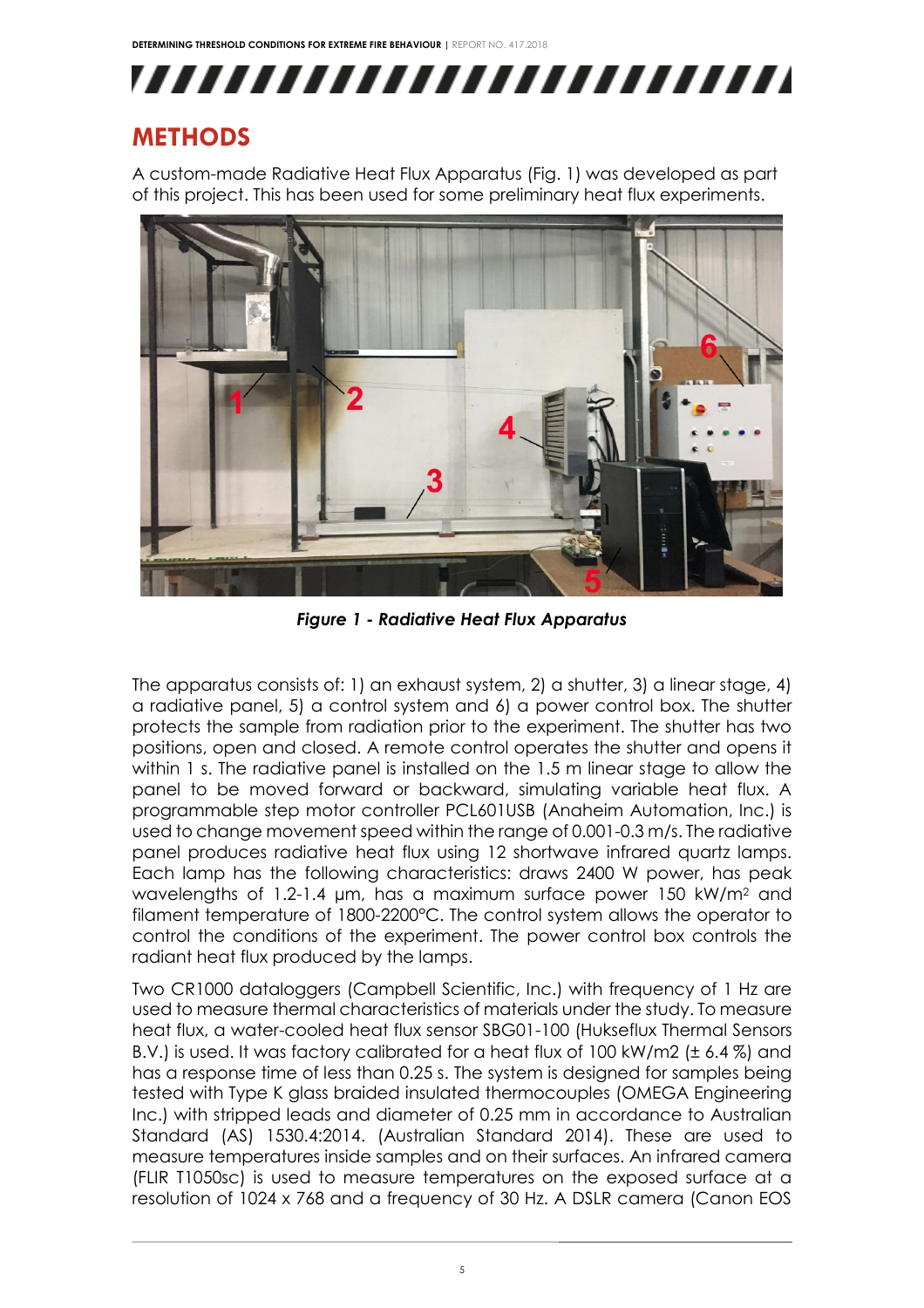# METHODS

A custom-made Radiative Heat Flux Apparatus (Fig. 1) was developed as part of this project. This has been used for some preliminary heat flux experiments.

***Figure 1 - Radiative Heat Flux Apparatus***

The apparatus consists of: 1) an exhaust system, 2) a shutter, 3) a linear stage, 4) a radiative panel, 5) a control system and 6) a power control box. The shutter protects the sample from radiation prior to the experiment. The shutter has two positions, open and closed. A remote control operates the shutter and opens it within 1 s. The radiative panel is installed on the 1.5 m linear stage to allow the panel to be moved forward or backward, simulating variable heat flux. A programmable step motor controller PCL601USB (Anaheim Automation, Inc.) is used to change movement speed within the range of 0.001-0.3 m/s. The radiative panel produces radiative heat flux using 12 shortwave infrared quartz lamps. Each lamp has the following characteristics: draws 2400 W power, has peak wavelengths of 1.2-1.4 μm, has a maximum surface power 150 kW/m$^2$ and filament temperature of 1800-2200°C. The control system allows the operator to control the conditions of the experiment. The power control box controls the radiant heat flux produced by the lamps.

Two CR1000 dataloggers (Campbell Scientific, Inc.) with frequency of 1 Hz are used to measure thermal characteristics of materials under the study. To measure heat flux, a water-cooled heat flux sensor SBG01-100 (Hukseflux Thermal Sensors B.V.) is used. It was factory calibrated for a heat flux of 100 kW/m2 (± 6.4 %) and has a response time of less than 0.25 s. The system is designed for samples being tested with Type K glass braided insulated thermocouples (OMEGA Engineering Inc.) with stripped leads and diameter of 0.25 mm in accordance to Australian Standard (AS) 1530.4:2014. (Australian Standard 2014). These are used to measure temperatures inside samples and on their surfaces. An infrared camera (FLIR T1050sc) is used to measure temperatures on the exposed surface at a resolution of 1024 x 768 and a frequency of 30 Hz. A DSLR camera (Canon EOS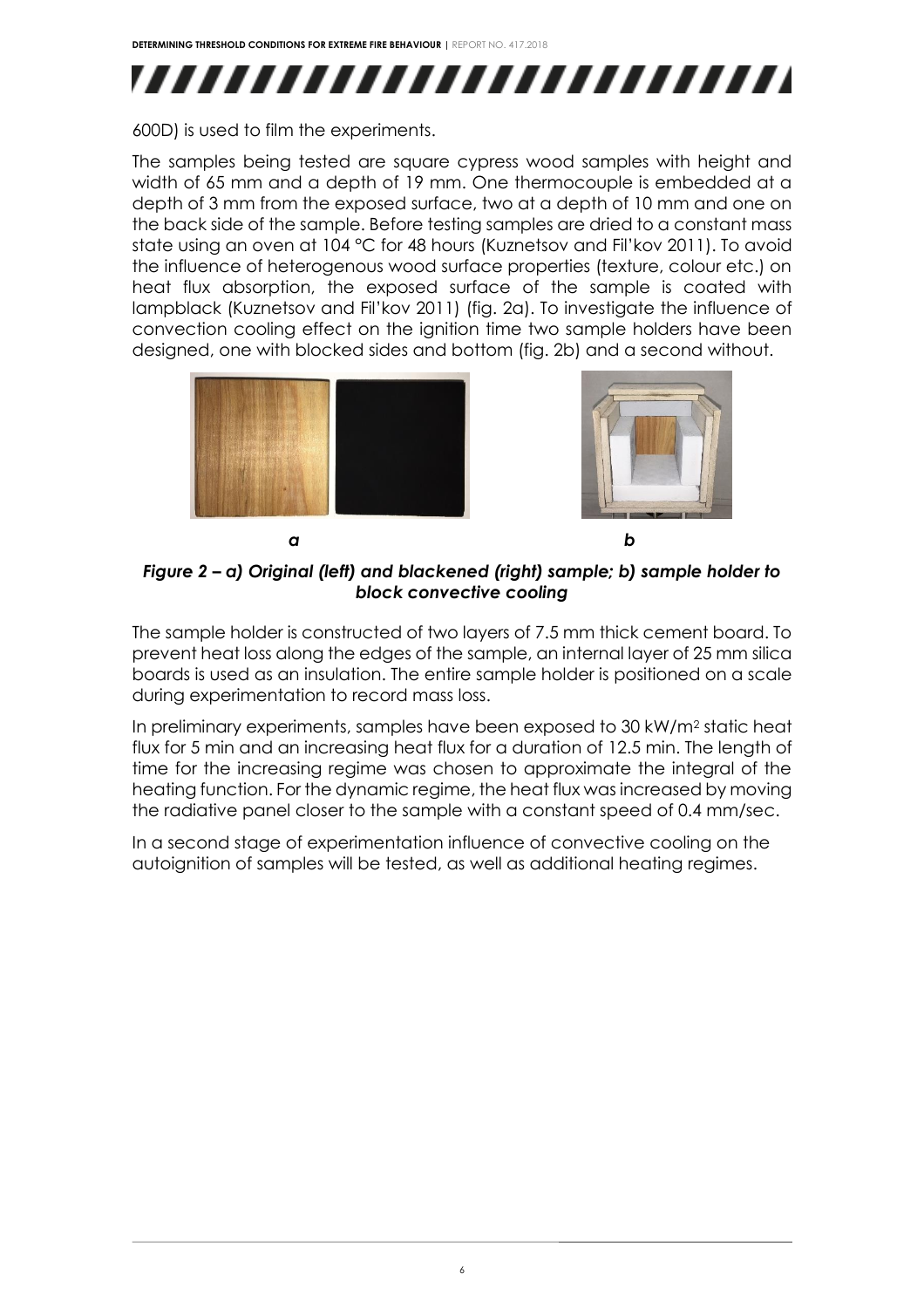600D) is used to film the experiments.

The samples being tested are square cypress wood samples with height and width of 65 mm and a depth of 19 mm. One thermocouple is embedded at a depth of 3 mm from the exposed surface, two at a depth of 10 mm and one on the back side of the sample. Before testing samples are dried to a constant mass state using an oven at 104 °C for 48 hours (Kuznetsov and Fil'kov 2011). To avoid the influence of heterogenous wood surface properties (texture, colour etc.) on heat flux absorption, the exposed surface of the sample is coated with lampblack (Kuznetsov and Fil'kov 2011) (fig. 2a). To investigate the influence of convection cooling effect on the ignition time two sample holders have been designed, one with blocked sides and bottom (fig. 2b) and a second without.

***Figure 2 – a) Original (left) and blackened (right) sample; b) sample holder to block convective cooling***

The sample holder is constructed of two layers of 7.5 mm thick cement board. To prevent heat loss along the edges of the sample, an internal layer of 25 mm silica boards is used as an insulation. The entire sample holder is positioned on a scale during experimentation to record mass loss.

In preliminary experiments, samples have been exposed to 30 kW/m$^2$ static heat flux for 5 min and an increasing heat flux for a duration of 12.5 min. The length of time for the increasing regime was chosen to approximate the integral of the heating function. For the dynamic regime, the heat flux was increased by moving the radiative panel closer to the sample with a constant speed of 0.4 mm/sec.

In a second stage of experimentation influence of convective cooling on the autoignition of samples will be tested, as well as additional heating regimes.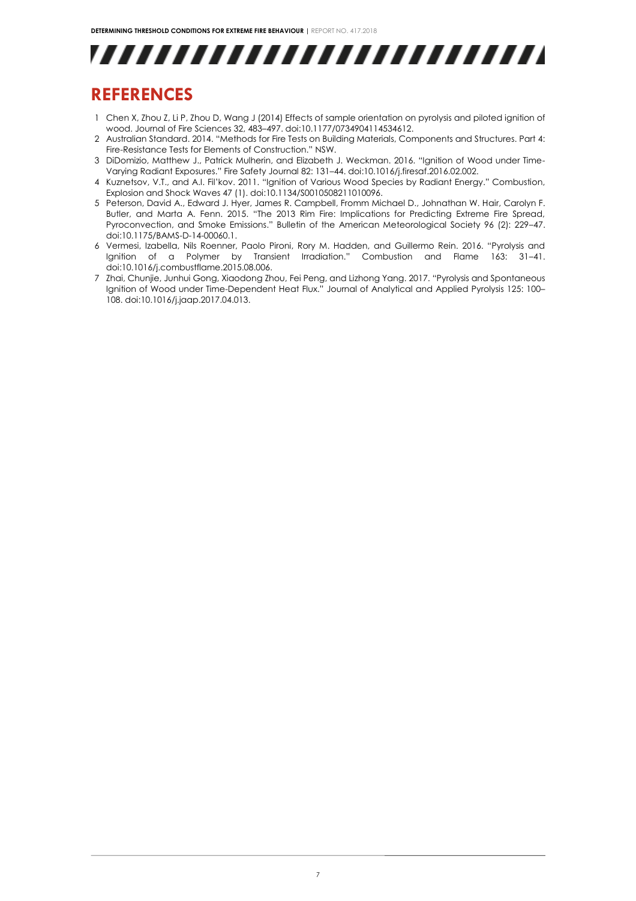# REFERENCES

1. Chen X, Zhou Z, Li P, Zhou D, Wang J (2014) Effects of sample orientation on pyrolysis and piloted ignition of wood. Journal of Fire Sciences 32, 483–497. doi:10.1177/0734904114534612.
2. Australian Standard. 2014. "Methods for Fire Tests on Building Materials, Components and Structures. Part 4: Fire-Resistance Tests for Elements of Construction." NSW.
3. DiDomizio, Matthew J., Patrick Mulherin, and Elizabeth J. Weckman. 2016. "Ignition of Wood under Time-Varying Radiant Exposures." Fire Safety Journal 82: 131–44. doi:10.1016/j.firesaf.2016.02.002.
4. Kuznetsov, V.T., and A.I. Fil'kov. 2011. "Ignition of Various Wood Species by Radiant Energy." Combustion, Explosion and Shock Waves 47 (1). doi:10.1134/S0010508211010096.
5. Peterson, David A., Edward J. Hyer, James R. Campbell, Fromm Michael D., Johnathan W. Hair, Carolyn F. Butler, and Marta A. Fenn. 2015. "The 2013 Rim Fire: Implications for Predicting Extreme Fire Spread, Pyroconvection, and Smoke Emissions." Bulletin of the American Meteorological Society 96 (2): 229–47. doi:10.1175/BAMS-D-14-00060.1.
6. Vermesi, Izabella, Nils Roenner, Paolo Pironi, Rory M. Hadden, and Guillermo Rein. 2016. "Pyrolysis and Ignition of a Polymer by Transient Irradiation." Combustion and Flame 163: 31–41. doi:10.1016/j.combustflame.2015.08.006.
7. Zhai, Chunjie, Junhui Gong, Xiaodong Zhou, Fei Peng, and Lizhong Yang. 2017. "Pyrolysis and Spontaneous Ignition of Wood under Time-Dependent Heat Flux." Journal of Analytical and Applied Pyrolysis 125: 100–108. doi:10.1016/j.jaap.2017.04.013.